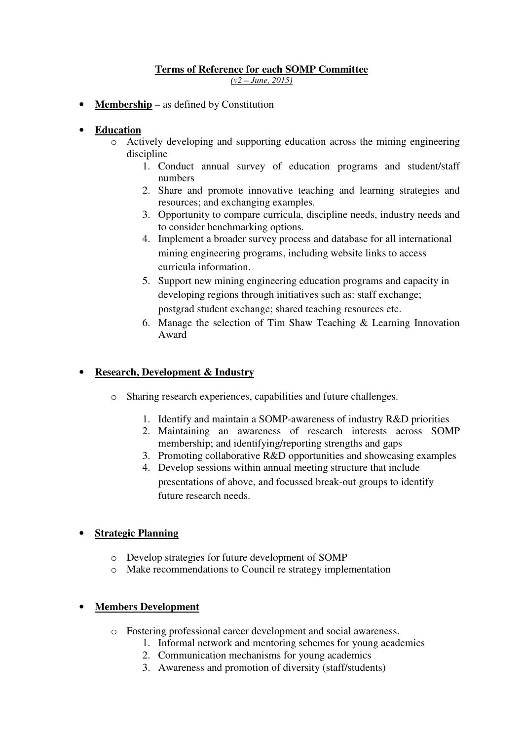# Terms of Reference for each SOMP Committee

*(v2 – June, 2015)*

- **Membership** – as defined by Constitution

- **Education**
  - Actively developing and supporting education across the mining engineering discipline
    1. Conduct annual survey of education programs and student/staff numbers
    2. Share and promote innovative teaching and learning strategies and resources; and exchanging examples.
    3. Opportunity to compare curricula, discipline needs, industry needs and to consider benchmarking options.
    4. Implement a broader survey process and database for all international mining engineering programs, including website links to access curricula information.
    5. Support new mining engineering education programs and capacity in developing regions through initiatives such as: staff exchange; postgrad student exchange; shared teaching resources etc.
    6. Manage the selection of Tim Shaw Teaching & Learning Innovation Award

- **Research, Development & Industry**
  - Sharing research experiences, capabilities and future challenges.
    1. Identify and maintain a SOMP-awareness of industry R&D priorities
    2. Maintaining an awareness of research interests across SOMP membership; and identifying/reporting strengths and gaps
    3. Promoting collaborative R&D opportunities and showcasing examples
    4. Develop sessions within annual meeting structure that include presentations of above, and focussed break-out groups to identify future research needs.

- **Strategic Planning**
  - Develop strategies for future development of SOMP
  - Make recommendations to Council re strategy implementation

- **Members Development**
  - Fostering professional career development and social awareness.
    1. Informal network and mentoring schemes for young academics
    2. Communication mechanisms for young academics
    3. Awareness and promotion of diversity (staff/students)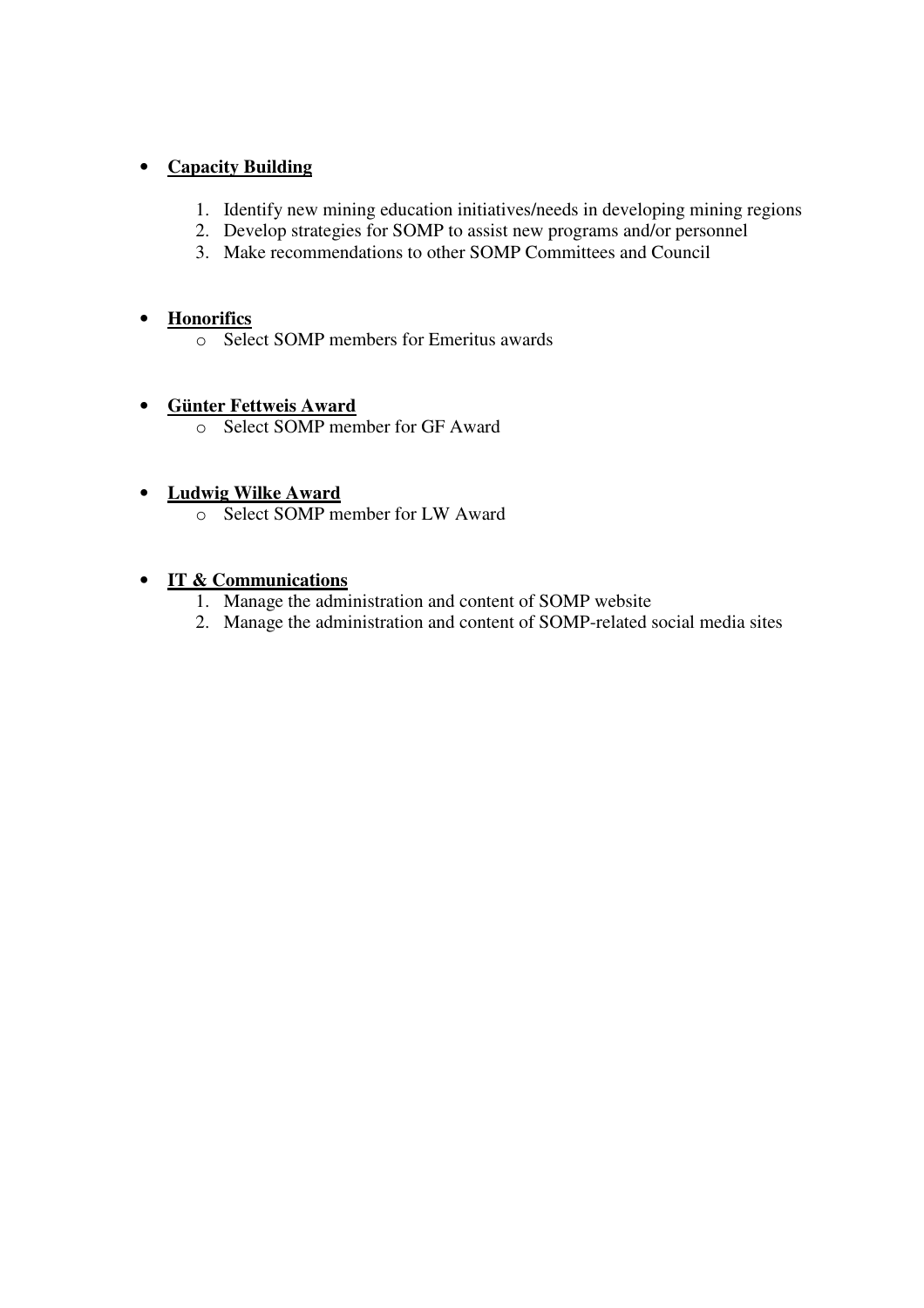- **Capacity Building**

    1. Identify new mining education initiatives/needs in developing mining regions
    2. Develop strategies for SOMP to assist new programs and/or personnel
    3. Make recommendations to other SOMP Committees and Council

- **Honorifics**
    - Select SOMP members for Emeritus awards

- **Günter Fettweis Award**
    - Select SOMP member for GF Award

- **Ludwig Wilke Award**
    - Select SOMP member for LW Award

- **IT & Communications**
    1. Manage the administration and content of SOMP website
    2. Manage the administration and content of SOMP-related social media sites